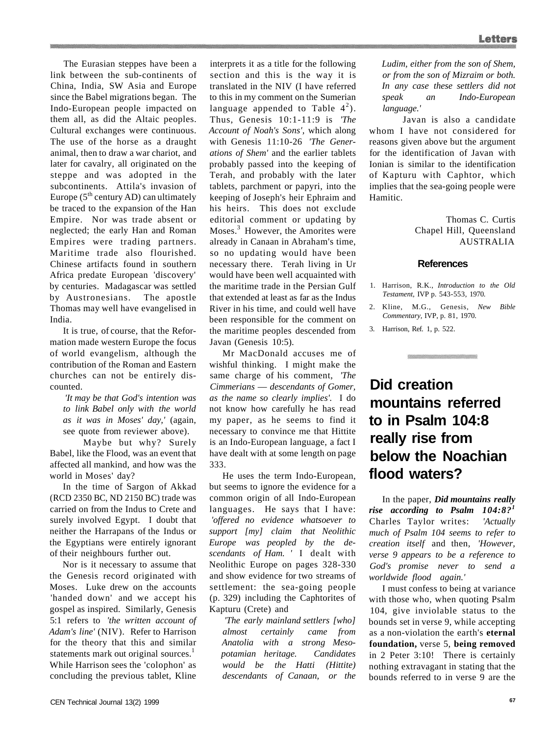The Eurasian steppes have been a link between the sub-continents of China, India, SW Asia and Europe since the Babel migrations began. The Indo-European people impacted on them all, as did the Altaic peoples. Cultural exchanges were continuous. The use of the horse as a draught animal, then to draw a war chariot, and later for cavalry, all originated on the steppe and was adopted in the subcontinents. Attila's invasion of Europe (5th century AD) can ultimately be traced to the expansion of the Han Empire. Nor was trade absent or neglected; the early Han and Roman Empires were trading partners. Maritime trade also flourished. Chinese artifacts found in southern Africa predate European 'discovery' by centuries. Madagascar was settled by Austronesians. The apostle Thomas may well have evangelised in India.

It is true, of course, that the Reformation made western Europe the focus of world evangelism, although the contribution of the Roman and Eastern churches can not be entirely discounted.

> *'It may be that God's intention was to link Babel only with the world as it was in Moses' day,'* (again, see quote from reviewer above).

Maybe but why? Surely Babel, like the Flood, was an event that affected all mankind, and how was the world in Moses' day?

In the time of Sargon of Akkad (RCD 2350 BC, ND 2150 BC) trade was carried on from the Indus to Crete and surely involved Egypt. I doubt that neither the Harrapans of the Indus or the Egyptians were entirely ignorant of their neighbours further out.

Nor is it necessary to assume that the Genesis record originated with Moses. Luke drew on the accounts 'handed down' and we accept his gospel as inspired. Similarly, Genesis 5:1 refers to *'the written account of Adam's line'* (NIV). Refer to Harrison for the theory that this and similar statements mark out original sources.[1] While Harrison sees the 'colophon' as concluding the previous tablet, Kline interprets it as a title for the following section and this is the way it is translated in the NIV (I have referred to this in my comment on the Sumerian language appended to Table 4[2]). Thus, Genesis 10:1-11:9 is *'The Account of Noah's Sons'*, which along with Genesis 11:10-26 *'The Generations of Shem'* and the earlier tablets probably passed into the keeping of Terah, and probably with the later tablets, parchment or papyri, into the keeping of Joseph's heir Ephraim and his heirs. This does not exclude editorial comment or updating by Moses.[3] However, the Amorites were already in Canaan in Abraham's time, so no updating would have been necessary there. Terah living in Ur would have been well acquainted with the maritime trade in the Persian Gulf that extended at least as far as the Indus River in his time, and could well have been responsible for the comment on the maritime peoples descended from Javan (Genesis 10:5).

Mr MacDonald accuses me of wishful thinking. I might make the same charge of his comment, *'The Cimmerians — descendants of Gomer, as the name so clearly implies'.* I do not know how carefully he has read my paper, as he seems to find it necessary to convince me that Hittite is an Indo-European language, a fact I have dealt with at some length on page 333.

He uses the term Indo-European, but seems to ignore the evidence for a common origin of all Indo-European languages. He says that I have: *'offered no evidence whatsoever to support [my] claim that Neolithic Europe was peopled by the descendants of Ham.'* I dealt with Neolithic Europe on pages 328-330 and show evidence for two streams of settlement: the sea-going people (p. 329) including the Caphtorites of Kapturu (Crete) and

> *'The early mainland settlers [who] almost certainly came from Anatolia with a strong Mesopotamian heritage. Candidates would be the Hatti (Hittite) descendants of Canaan, or the Ludim, either from the son of Shem, or from the son of Mizraim or both. In any case these settlers did not speak an Indo-European language.'*

Javan is also a candidate whom I have not considered for reasons given above but the argument for the identification of Javan with Ionian is similar to the identification of Kapturu with Caphtor, which implies that the sea-going people were Hamitic.

Thomas C. Curtis
Chapel Hill, Queensland
AUSTRALIA

## References

1. Harrison, R.K., *Introduction to the Old Testament*, IVP p. 543-553, 1970.
2. Kline, M.G., Genesis, *New Bible Commentary*, IVP, p. 81, 1970.
3. Harrison, Ref. 1, p. 522.

# Did creation mountains referred to in Psalm 104:8 really rise from below the Noachian flood waters?

In the paper, ***Did mountains really rise according to Psalm 104:8?***[1] Charles Taylor writes: *'Actually much of Psalm 104 seems to refer to creation itself* and then, *'However, verse 9 appears to be a reference to God's promise never to send a worldwide flood again.'*

I must confess to being at variance with those who, when quoting Psalm 104, give inviolable status to the bounds set in verse 9, while accepting as a non-violation the earth's **eternal foundation,** verse 5, **being removed** in 2 Peter 3:10! There is certainly nothing extravagant in stating that the bounds referred to in verse 9 are the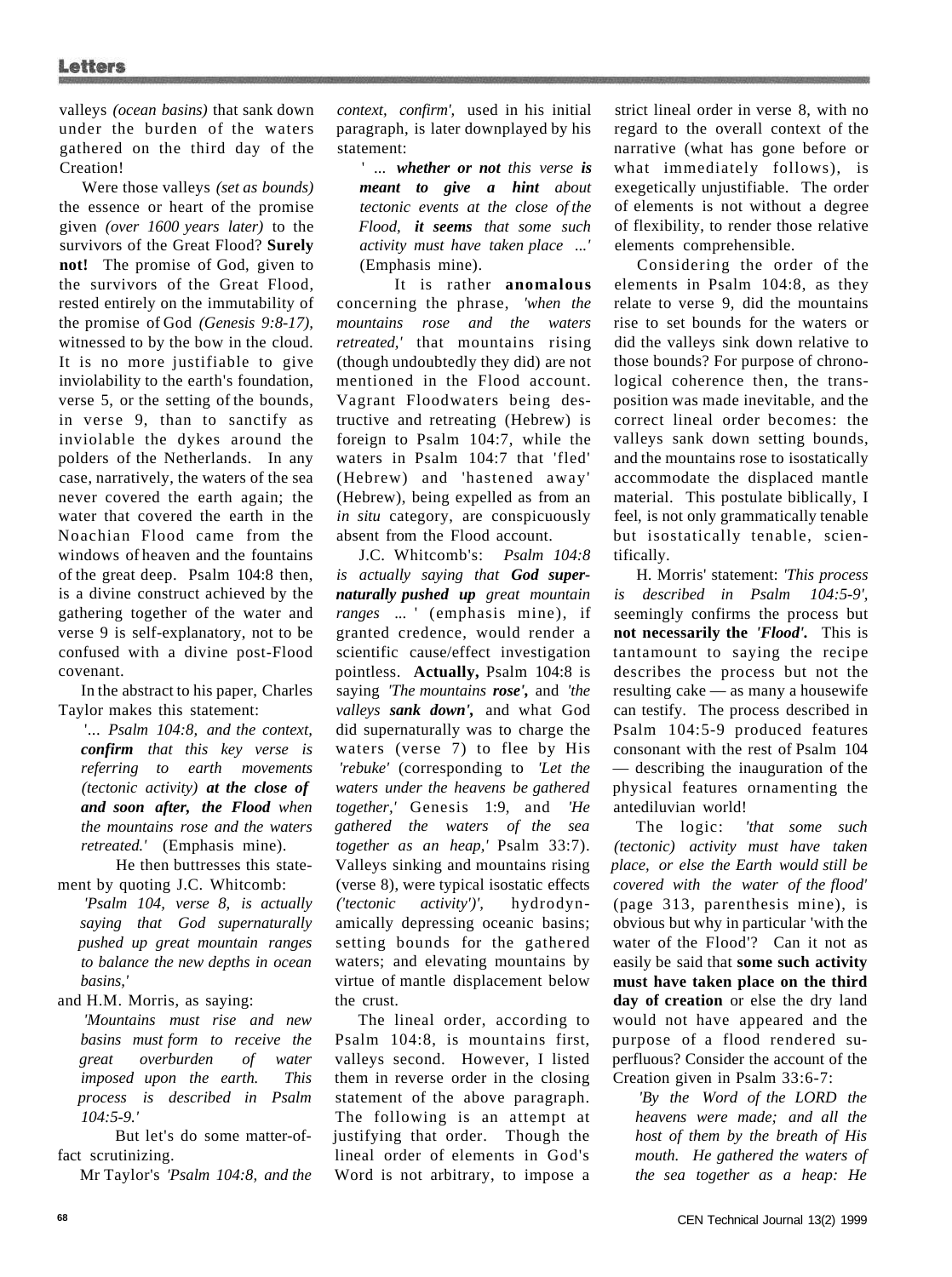valleys *(ocean basins)* that sank down under the burden of the waters gathered on the third day of the Creation!

Were those valleys *(set as bounds)* the essence or heart of the promise given *(over 1600 years later)* to the survivors of the Great Flood? **Surely not!** The promise of God, given to the survivors of the Great Flood, rested entirely on the immutability of the promise of God *(Genesis 9:8-17),* witnessed to by the bow in the cloud. It is no more justifiable to give inviolability to the earth's foundation, verse 5, or the setting of the bounds, in verse 9, than to sanctify as inviolable the dykes around the polders of the Netherlands. In any case, narratively, the waters of the sea never covered the earth again; the water that covered the earth in the Noachian Flood came from the windows of heaven and the fountains of the great deep. Psalm 104:8 then, is a divine construct achieved by the gathering together of the water and verse 9 is self-explanatory, not to be confused with a divine post-Flood covenant.

In the abstract to his paper, Charles Taylor makes this statement:

> '... *Psalm 104:8, and the context,* ***confirm*** *that this key verse is referring to earth movements (tectonic activity)* ***at the close of and soon after, the Flood*** *when the mountains rose and the waters retreated.'* (Emphasis mine).

He then buttresses this statement by quoting J.C. Whitcomb:

> *'Psalm 104, verse 8, is actually saying that God supernaturally pushed up great mountain ranges to balance the new depths in ocean basins,'*

and H.M. Morris, as saying:

> *'Mountains must rise and new basins must form to receive the great overburden of water imposed upon the earth. This process is described in Psalm 104:5-9.'*

But let's do some matter-of-fact scrutinizing.

Mr Taylor's *'Psalm 104:8, and the context, confirm',* used in his initial paragraph, is later downplayed by his statement:

> ' ... ***whether or not*** *this verse* ***is meant to give a hint*** *about tectonic events at the close of the Flood,* ***it seems*** *that some such activity must have taken place ...'* (Emphasis mine).

It is rather **anomalous** concerning the phrase, *'when the mountains rose and the waters retreated,'* that mountains rising (though undoubtedly they did) are not mentioned in the Flood account. Vagrant Floodwaters being destructive and retreating (Hebrew) is foreign to Psalm 104:7, while the waters in Psalm 104:7 that 'fled' (Hebrew) and 'hastened away' (Hebrew), being expelled as from an *in situ* category, are conspicuously absent from the Flood account.

J.C. Whitcomb's: *Psalm 104:8 is actually saying that* ***God supernaturally pushed up*** *great mountain ranges ...* ' (emphasis mine), if granted credence, would render a scientific cause/effect investigation pointless. **Actually,** Psalm 104:8 is saying *'The mountains* ***rose'***, and *'the valleys* ***sank down'***, and what God did supernaturally was to charge the waters (verse 7) to flee by His *'rebuke'* (corresponding to *'Let the waters under the heavens be gathered together,'* Genesis 1:9, and *'He gathered the waters of the sea together as an heap,'* Psalm 33:7). Valleys sinking and mountains rising (verse 8), were typical isostatic effects *('tectonic activity')',* hydrodynamically depressing oceanic basins; setting bounds for the gathered waters; and elevating mountains by virtue of mantle displacement below the crust.

The lineal order, according to Psalm 104:8, is mountains first, valleys second. However, I listed them in reverse order in the closing statement of the above paragraph. The following is an attempt at justifying that order. Though the lineal order of elements in God's Word is not arbitrary, to impose a strict lineal order in verse 8, with no regard to the overall context of the narrative (what has gone before or what immediately follows), is exegetically unjustifiable. The order of elements is not without a degree of flexibility, to render those relative elements comprehensible.

Considering the order of the elements in Psalm 104:8, as they relate to verse 9, did the mountains rise to set bounds for the waters or did the valleys sink down relative to those bounds? For purpose of chronological coherence then, the transposition was made inevitable, and the correct lineal order becomes: the valleys sank down setting bounds, and the mountains rose to isostatically accommodate the displaced mantle material. This postulate biblically, I feel, is not only grammatically tenable but isostatically tenable, scientifically.

H. Morris' statement: *'This process is described in Psalm 104:5-9',* seemingly confirms the process but **not necessarily the** ***'Flood'.*** This is tantamount to saying the recipe describes the process but not the resulting cake — as many a housewife can testify. The process described in Psalm 104:5-9 produced features consonant with the rest of Psalm 104 — describing the inauguration of the physical features ornamenting the antediluvian world!

The logic: *'that some such (tectonic) activity must have taken place, or else the Earth would still be covered with the water of the flood'* (page 313, parenthesis mine), is obvious but why in particular 'with the water of the Flood'? Can it not as easily be said that **some such activity must have taken place on the third day of creation** or else the dry land would not have appeared and the purpose of a flood rendered superfluous? Consider the account of the Creation given in Psalm 33:6-7:

> *'By the Word of the LORD the heavens were made; and all the host of them by the breath of His mouth. He gathered the waters of the sea together as a heap: He*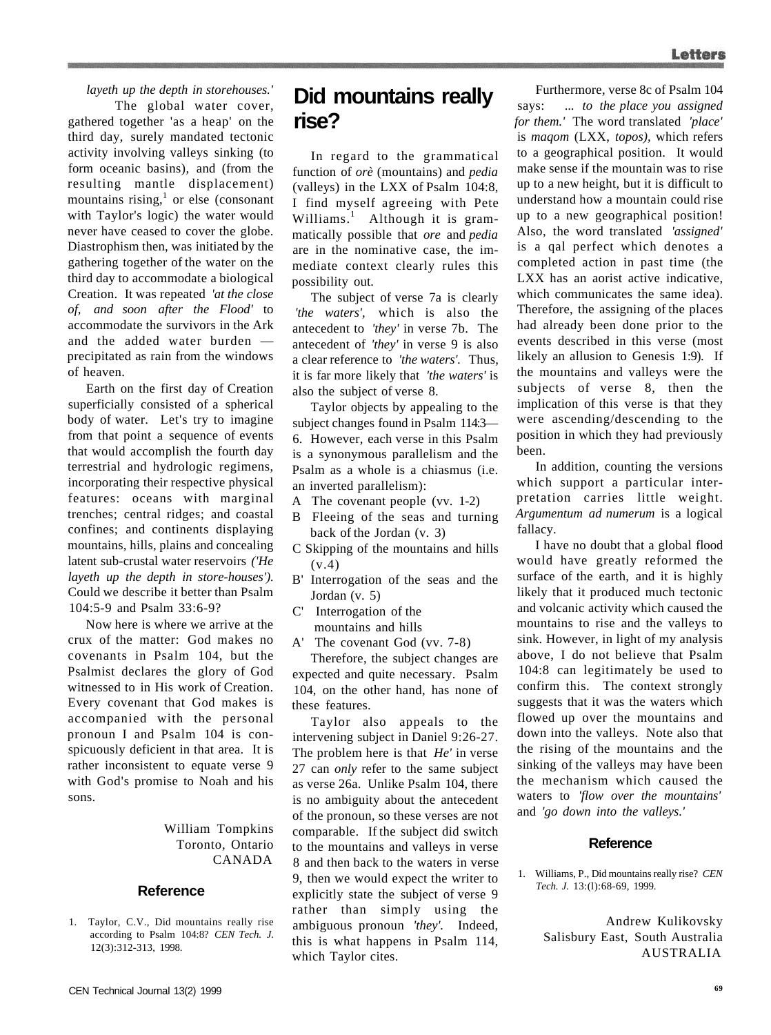*layeth up the depth in storehouses.'*

The global water cover, gathered together 'as a heap' on the third day, surely mandated tectonic activity involving valleys sinking (to form oceanic basins), and (from the resulting mantle displacement) mountains rising,[1] or else (consonant with Taylor's logic) the water would never have ceased to cover the globe. Diastrophism then, was initiated by the gathering together of the water on the third day to accommodate a biological Creation. It was repeated *'at the close of, and soon after the Flood'* to accommodate the survivors in the Ark and the added water burden — precipitated as rain from the windows of heaven.

Earth on the first day of Creation superficially consisted of a spherical body of water. Let's try to imagine from that point a sequence of events that would accomplish the fourth day terrestrial and hydrologic regimens, incorporating their respective physical features: oceans with marginal trenches; central ridges; and coastal confines; and continents displaying mountains, hills, plains and concealing latent sub-crustal water reservoirs *('He layeth up the depth in store-houses')*. Could we describe it better than Psalm 104:5-9 and Psalm 33:6-9?

Now here is where we arrive at the crux of the matter: God makes no covenants in Psalm 104, but the Psalmist declares the glory of God witnessed to in His work of Creation. Every covenant that God makes is accompanied with the personal pronoun I and Psalm 104 is conspicuously deficient in that area. It is rather inconsistent to equate verse 9 with God's promise to Noah and his sons.

William Tompkins
Toronto, Ontario
CANADA

### Reference

1. Taylor, C.V., Did mountains really rise according to Psalm 104:8? *CEN Tech. J.* 12(3):312-313, 1998.

## Did mountains really rise?

In regard to the grammatical function of *orè* (mountains) and *pedia* (valleys) in the LXX of Psalm 104:8, I find myself agreeing with Pete Williams.[1] Although it is grammatically possible that *ore* and *pedia* are in the nominative case, the immediate context clearly rules this possibility out.

The subject of verse 7a is clearly *'the waters'*, which is also the antecedent to *'they'* in verse 7b. The antecedent of *'they'* in verse 9 is also a clear reference to *'the waters'*. Thus, it is far more likely that *'the waters'* is also the subject of verse 8.

Taylor objects by appealing to the subject changes found in Psalm 114:3—6. However, each verse in this Psalm is a synonymous parallelism and the Psalm as a whole is a chiasmus (i.e. an inverted parallelism):

- A The covenant people (vv. 1-2)
- B Fleeing of the seas and turning back of the Jordan (v. 3)
- C Skipping of the mountains and hills (v.4)
- B' Interrogation of the seas and the Jordan (v. 5)
- C' Interrogation of the mountains and hills
- A' The covenant God (vv. 7-8)

Therefore, the subject changes are expected and quite necessary. Psalm 104, on the other hand, has none of these features.

Taylor also appeals to the intervening subject in Daniel 9:26-27. The problem here is that *He'* in verse 27 can *only* refer to the same subject as verse 26a. Unlike Psalm 104, there is no ambiguity about the antecedent of the pronoun, so these verses are not comparable. If the subject did switch to the mountains and valleys in verse 8 and then back to the waters in verse 9, then we would expect the writer to explicitly state the subject of verse 9 rather than simply using the ambiguous pronoun *'they'*. Indeed, this is what happens in Psalm 114, which Taylor cites.

Furthermore, verse 8c of Psalm 104 says: *... to the place you assigned for them.'* The word translated *'place'* is *maqom* (LXX, *topos)*, which refers to a geographical position. It would make sense if the mountain was to rise up to a new height, but it is difficult to understand how a mountain could rise up to a new geographical position! Also, the word translated *'assigned'* is a qal perfect which denotes a completed action in past time (the LXX has an aorist active indicative, which communicates the same idea). Therefore, the assigning of the places had already been done prior to the events described in this verse (most likely an allusion to Genesis 1:9). If the mountains and valleys were the subjects of verse 8, then the implication of this verse is that they were ascending/descending to the position in which they had previously been.

In addition, counting the versions which support a particular interpretation carries little weight. *Argumentum ad numerum* is a logical fallacy.

I have no doubt that a global flood would have greatly reformed the surface of the earth, and it is highly likely that it produced much tectonic and volcanic activity which caused the mountains to rise and the valleys to sink. However, in light of my analysis above, I do not believe that Psalm 104:8 can legitimately be used to confirm this. The context strongly suggests that it was the waters which flowed up over the mountains and down into the valleys. Note also that the rising of the mountains and the sinking of the valleys may have been the mechanism which caused the waters to *'flow over the mountains'* and *'go down into the valleys.'*

### Reference

1. Williams, P., Did mountains really rise? *CEN Tech. J.* 13:(l):68-69, 1999.

Andrew Kulikovsky
Salisbury East, South Australia
AUSTRALIA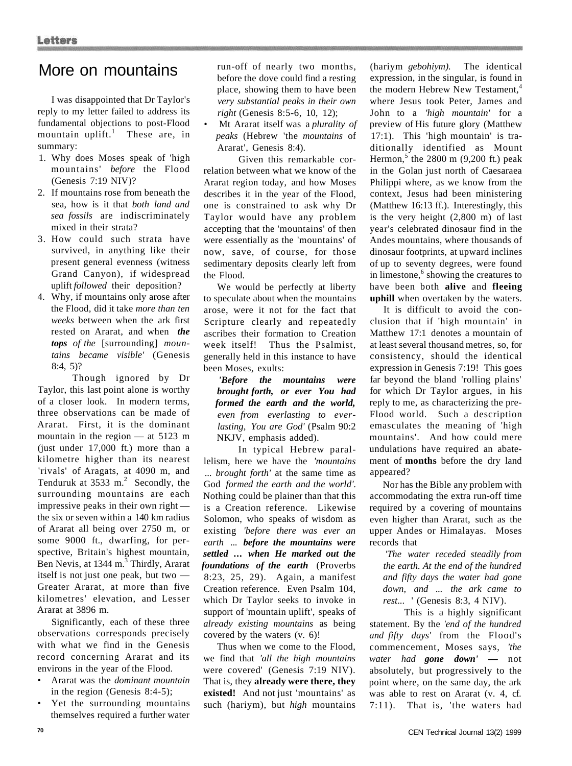## More on mountains

I was disappointed that Dr Taylor's reply to my letter failed to address its fundamental objections to post-Flood mountain uplift.[1] These are, in summary:

1. Why does Moses speak of 'high mountains' *before* the Flood (Genesis 7:19 NIV)?
2. If mountains rose from beneath the sea, how is it that *both land and sea fossils* are indiscriminately mixed in their strata?
3. How could such strata have survived, in anything like their present general evenness (witness Grand Canyon), if widespread uplift *followed* their deposition?
4. Why, if mountains only arose after the Flood, did it take *more than ten weeks* between when the ark first rested on Ararat, and when ***the tops** of the* [surrounding] *mountains became visible'* (Genesis 8:4, 5)?

Though ignored by Dr Taylor, this last point alone is worthy of a closer look. In modern terms, three observations can be made of Ararat. First, it is the dominant mountain in the region — at 5123 m (just under 17,000 ft.) more than a kilometre higher than its nearest 'rivals' of Aragats, at 4090 m, and Tenduruk at 3533 m.[2] Secondly, the surrounding mountains are each impressive peaks in their own right — the six or seven within a 140 km radius of Ararat all being over 2750 m, or some 9000 ft., dwarfing, for perspective, Britain's highest mountain, Ben Nevis, at 1344 m.[3] Thirdly, Ararat itself is not just one peak, but two — Greater Ararat, at more than five kilometres' elevation, and Lesser Ararat at 3896 m.

Significantly, each of these three observations corresponds precisely with what we find in the Genesis record concerning Ararat and its environs in the year of the Flood.

- Ararat was the *dominant mountain* in the region (Genesis 8:4-5);
- Yet the surrounding mountains themselves required a further water run-off of nearly two months, before the dove could find a resting place, showing them to have been *very substantial peaks in their own right* (Genesis 8:5-6, 10, 12);
- Mt Ararat itself was a *plurality of peaks* (Hebrew 'the *mountains* of Ararat', Genesis 8:4).

Given this remarkable correlation between what we know of the Ararat region today, and how Moses describes it in the year of the Flood, one is constrained to ask why Dr Taylor would have any problem accepting that the 'mountains' of then were essentially as the 'mountains' of now, save, of course, for those sedimentary deposits clearly left from the Flood.

We would be perfectly at liberty to speculate about when the mountains arose, were it not for the fact that Scripture clearly and repeatedly ascribes their formation to Creation week itself! Thus the Psalmist, generally held in this instance to have been Moses, exults:

> ***'Before the mountains were brought forth, or ever You had formed the earth and the world,*** *even from everlasting to everlasting, You are God'* (Psalm 90:2 NKJV, emphasis added).

In typical Hebrew parallelism, here we have the *'mountains ... brought forth'* at the same time as God *formed the earth and the world'.* Nothing could be plainer than that this is a Creation reference. Likewise Solomon, who speaks of wisdom as existing *'before there was ever an earth ...* ***before the mountains were settled … when He marked out the foundations of the earth*** (Proverbs 8:23, 25, 29). Again, a manifest Creation reference. Even Psalm 104, which Dr Taylor seeks to invoke in support of 'mountain uplift', speaks of *already existing mountains* as being covered by the waters (v. 6)!

Thus when we come to the Flood, we find that *'all the high mountains* were covered' (Genesis 7:19 NIV). That is, they **already were there, they existed!** And not just 'mountains' as such (hariym), but *high* mountains (hariym *gebohiym).* The identical expression, in the singular, is found in the modern Hebrew New Testament,[4] where Jesus took Peter, James and John to a *'high mountain'* for a preview of His future glory (Matthew 17:1). This 'high mountain' is traditionally identified as Mount Hermon,[5] the 2800 m (9,200 ft.) peak in the Golan just north of Caesaraea Philippi where, as we know from the context, Jesus had been ministering (Matthew 16:13 ff.). Interestingly, this is the very height (2,800 m) of last year's celebrated dinosaur find in the Andes mountains, where thousands of dinosaur footprints, at upward inclines of up to seventy degrees, were found in limestone,[6] showing the creatures to have been both **alive** and **fleeing uphill** when overtaken by the waters.

It is difficult to avoid the conclusion that if 'high mountain' in Matthew 17:1 denotes a mountain of at least several thousand metres, so, for consistency, should the identical expression in Genesis 7:19! This goes far beyond the bland 'rolling plains' for which Dr Taylor argues, in his reply to me, as characterizing the pre-Flood world. Such a description emasculates the meaning of 'high mountains'. And how could mere undulations have required an abatement of **months** before the dry land appeared?

Nor has the Bible any problem with accommodating the extra run-off time required by a covering of mountains even higher than Ararat, such as the upper Andes or Himalayas. Moses records that

> *'The water receded steadily from the earth. At the end of the hundred and fifty days the water had gone down, and ... the ark came to rest...* ' (Genesis 8:3, 4 NIV).

This is a highly significant statement. By the *'end of the hundred and fifty days'* from the Flood's commencement, Moses says, *'the water had* ***gone down'*** **—** not absolutely, but progressively to the point where, on the same day, the ark was able to rest on Ararat (v. 4, cf. 7:11). That is, 'the waters had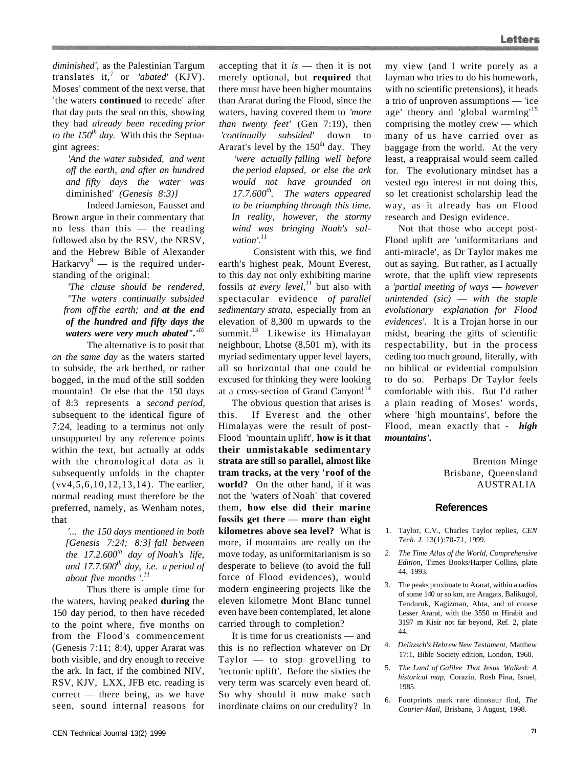*diminished'*, as the Palestinian Targum translates it,[7] or *'abated'* (KJV). Moses' comment of the next verse, that 'the waters **continued** to recede' after that day puts the seal on this, showing they had *already been receding prior to the 150th day.* With this the Septuagint agrees:

> *'And the water subsided, and went off the earth, and after an hundred and fifty days the water was* diminished' *(Genesis 8:3)}*

Indeed Jamieson, Fausset and Brown argue in their commentary that no less than this — the reading followed also by the RSV, the NRSV, and the Hebrew Bible of Alexander Harkarvy[9] — is the required understanding of the original:

> *'The clause should be rendered, "The waters continually subsided from off the earth; and **at the end of the hundred and fifty days the waters were very much abated"**.'*[10]

The alternative is to posit that *on the same day* as the waters started to subside, the ark berthed, or rather bogged, in the mud of the still sodden mountain! Or else that the 150 days of 8:3 represents a *second period*, subsequent to the identical figure of 7:24, leading to a terminus not only unsupported by any reference points within the text, but actually at odds with the chronological data as it subsequently unfolds in the chapter (vv4,5,6,10,12,13,14). The earlier, normal reading must therefore be the preferred, namely, as Wenham notes, that

> *'... the 150 days mentioned in both [Genesis 7:24; 8:3] fall between the 17.2.600th day of Noah's life, and 17.7.600th day, i.e. a period of about five months '.*[11]

Thus there is ample time for the waters, having peaked **during** the 150 day period, to then have receded to the point where, five months on from the Flood's commencement (Genesis 7:11; 8:4), upper Ararat was both visible, and dry enough to receive the ark. In fact, if the combined NIV, RSV, KJV, LXX, JFB etc. reading is correct — there being, as we have seen, sound internal reasons for accepting that it *is* — then it is not merely optional, but **required** that there must have been higher mountains than Ararat during the Flood, since the waters, having covered them to *'more than twenty feet'* (Gen 7:19), then *'continually subsided'* down to Ararat's level by the 150th day. They

> *'were actually falling well before the period elapsed, or else the ark would not have grounded on 17.7.600th. The waters appeared to be triumphing through this time. In reality, however, the stormy wind was bringing Noah's salvation'.*[11]

Consistent with this, we find earth's highest peak, Mount Everest, to this day not only exhibiting marine fossils *at every level,*[11] but also with spectacular evidence *of parallel sedimentary strata,* especially from an elevation of 8,300 m upwards to the summit.[13] Likewise its Himalayan neighbour, Lhotse (8,501 m), with its myriad sedimentary upper level layers, all so horizontal that one could be excused for thinking they were looking at a cross-section of Grand Canyon![14]

The obvious question that arises is this. If Everest and the other Himalayas were the result of post-Flood 'mountain uplift', **how is it that their unmistakable sedimentary strata are still so parallel, almost like tram tracks, at the very 'roof of the world?** On the other hand, if it was not the 'waters of Noah' that covered them, **how else did their marine fossils get there — more than eight kilometres above sea level?** What is more, if mountains are really on the move today, as uniformitarianism is so desperate to believe (to avoid the full force of Flood evidences), would modern engineering projects like the eleven kilometre Mont Blanc tunnel even have been contemplated, let alone carried through to completion?

It is time for us creationists — and this is no reflection whatever on Dr Taylor — to stop grovelling to 'tectonic uplift'. Before the sixties the very term was scarcely even heard of. So why should it now make such inordinate claims on our credulity? In my view (and I write purely as a layman who tries to do his homework, with no scientific pretensions), it heads a trio of unproven assumptions — 'ice age' theory and 'global warming'[15] comprising the motley crew — which many of us have carried over as baggage from the world. At the very least, a reappraisal would seem called for. The evolutionary mindset has a vested ego interest in not doing this, so let creationist scholarship lead the way, as it already has on Flood research and Design evidence.

Not that those who accept post-Flood uplift are 'uniformitarians and anti-miracle', as Dr Taylor makes me out as saying. But rather, as I actually wrote, that the uplift view represents a *'partial meeting of ways — however unintended (sic) — with the staple evolutionary explanation for Flood evidences'.* It is a Trojan horse in our midst, bearing the gifts of scientific respectability, but in the process ceding too much ground, literally, with no biblical or evidential compulsion to do so. Perhaps Dr Taylor feels comfortable with this. But I'd rather a plain reading of Moses' words, where 'high mountains', before the Flood, mean exactly that - ***high mountains'.***

Brenton Minge
Brisbane, Queensland
AUSTRALIA

## References

1. Taylor, C.V., Charles Taylor replies, *CEN Tech. J.* 13(1):70-71, 1999.
2. *The Time Atlas of the World, Comprehensive Edition,* Times Books/Harper Collins, plate 44, 1993.
3. The peaks proximate to Ararat, within a radius of some 140 or so km, are Aragats, Balikugol, Tenduruk, Kagizman, Ahta, and of course Lesser Ararat, with the 3550 m Hirabit and 3197 m Kisir not far beyond, Ref. 2, plate 44.
4. *Delitzsch's Hebrew New Testament,* Matthew 17:1, Bible Society edition, London, 1960.
5. *The Land of Galilee That Jesus Walked: A historical map,* Corazin, Rosh Pina, Israel, 1985.
6. Footprints mark rare dinosaur find, *The Courier-Mail,* Brisbane, 3 August, 1998.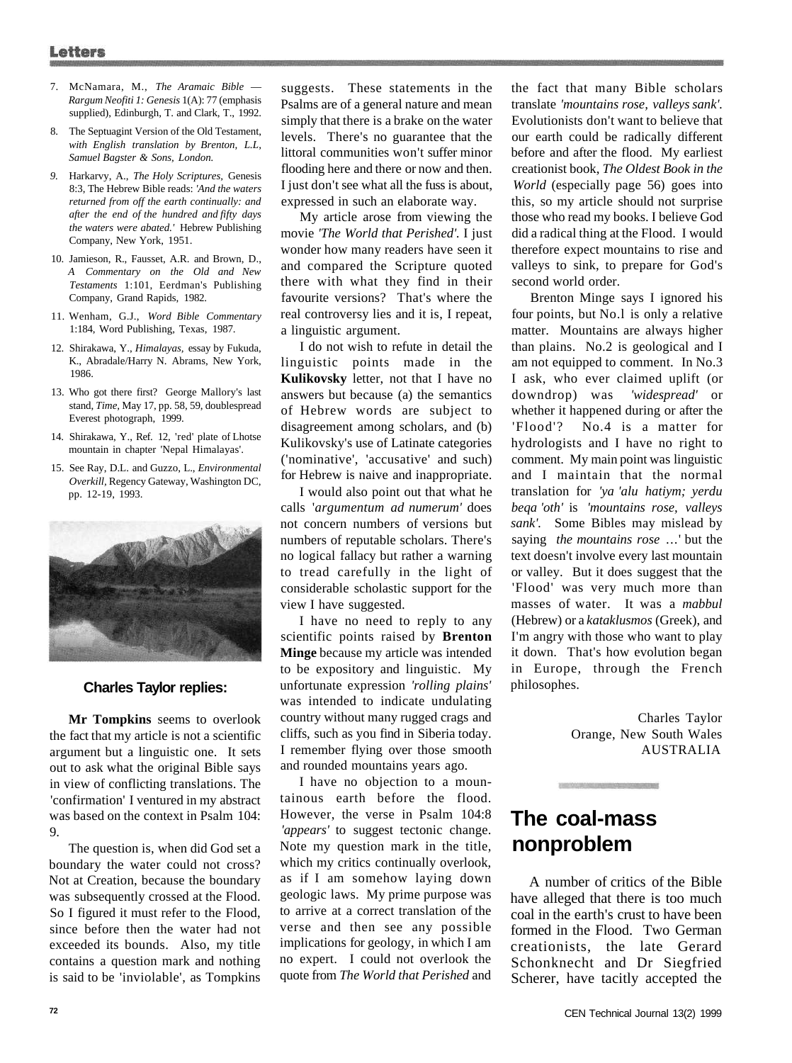7. McNamara, M., *The Aramaic Bible — Rargum Neofiti 1: Genesis* 1(A): 77 (emphasis supplied), Edinburgh, T. and Clark, T., 1992.
8. The Septuagint Version of the Old Testament, *with English translation by Brenton, L.L, Samuel Bagster & Sons, London.*
9. Harkarvy, A., *The Holy Scriptures,* Genesis 8:3, The Hebrew Bible reads: *'And the waters returned from off the earth continually: and after the end of the hundred and fifty days the waters were abated.'* Hebrew Publishing Company, New York, 1951.
10. Jamieson, R., Fausset, A.R. and Brown, D., *A Commentary on the Old and New Testaments* 1:101, Eerdman's Publishing Company, Grand Rapids, 1982.
11. Wenham, G.J., *Word Bible Commentary* 1:184, Word Publishing, Texas, 1987.
12. Shirakawa, Y., *Himalayas,* essay by Fukuda, K., Abradale/Harry N. Abrams, New York, 1986.
13. Who got there first? George Mallory's last stand, *Time,* May 17, pp. 58, 59, doublespread Everest photograph, 1999.
14. Shirakawa, Y., Ref. 12, 'red' plate of Lhotse mountain in chapter 'Nepal Himalayas'.
15. See Ray, D.L. and Guzzo, L., *Environmental Overkill,* Regency Gateway, Washington DC, pp. 12-19, 1993.

## Charles Taylor replies:

**Mr Tompkins** seems to overlook the fact that my article is not a scientific argument but a linguistic one. It sets out to ask what the original Bible says in view of conflicting translations. The 'confirmation' I ventured in my abstract was based on the context in Psalm 104: 9.

The question is, when did God set a boundary the water could not cross? Not at Creation, because the boundary was subsequently crossed at the Flood. So I figured it must refer to the Flood, since before then the water had not exceeded its bounds. Also, my title contains a question mark and nothing is said to be 'inviolable', as Tompkins suggests. These statements in the Psalms are of a general nature and mean simply that there is a brake on the water levels. There's no guarantee that the littoral communities won't suffer minor flooding here and there or now and then. I just don't see what all the fuss is about, expressed in such an elaborate way.

My article arose from viewing the movie *'The World that Perished'.* I just wonder how many readers have seen it and compared the Scripture quoted there with what they find in their favourite versions? That's where the real controversy lies and it is, I repeat, a linguistic argument.

I do not wish to refute in detail the linguistic points made in the **Kulikovsky** letter, not that I have no answers but because (a) the semantics of Hebrew words are subject to disagreement among scholars, and (b) Kulikovsky's use of Latinate categories ('nominative', 'accusative' and such) for Hebrew is naive and inappropriate.

I would also point out that what he calls *'argumentum ad numerum'* does not concern numbers of versions but numbers of reputable scholars. There's no logical fallacy but rather a warning to tread carefully in the light of considerable scholastic support for the view I have suggested.

I have no need to reply to any scientific points raised by **Brenton Minge** because my article was intended to be expository and linguistic. My unfortunate expression *'rolling plains'* was intended to indicate undulating country without many rugged crags and cliffs, such as you find in Siberia today. I remember flying over those smooth and rounded mountains years ago.

I have no objection to a mountainous earth before the flood. However, the verse in Psalm 104:8 *'appears'* to suggest tectonic change. Note my question mark in the title, which my critics continually overlook, as if I am somehow laying down geologic laws. My prime purpose was to arrive at a correct translation of the verse and then see any possible implications for geology, in which I am no expert. I could not overlook the quote from *The World that Perished* and the fact that many Bible scholars translate *'mountains rose, valleys sank'.* Evolutionists don't want to believe that our earth could be radically different before and after the flood. My earliest creationist book, *The Oldest Book in the World* (especially page 56) goes into this, so my article should not surprise those who read my books. I believe God did a radical thing at the Flood. I would therefore expect mountains to rise and valleys to sink, to prepare for God's second world order.

Brenton Minge says I ignored his four points, but No.l is only a relative matter. Mountains are always higher than plains. No.2 is geological and I am not equipped to comment. In No.3 I ask, who ever claimed uplift (or downdrop) was *'widespread'* or whether it happened during or after the 'Flood'? No.4 is a matter for hydrologists and I have no right to comment. My main point was linguistic and I maintain that the normal translation for *'ya 'alu hatiym; yerdu beqa 'oth'* is *'mountains rose, valleys sank'.* Some Bibles may mislead by saying *the mountains rose* …' but the text doesn't involve every last mountain or valley. But it does suggest that the 'Flood' was very much more than masses of water. It was a *mabbul* (Hebrew) or a *kataklusmos* (Greek), and I'm angry with those who want to play it down. That's how evolution began in Europe, through the French philosophes.

Charles Taylor
Orange, New South Wales
AUSTRALIA

# The coal-mass nonproblem

A number of critics of the Bible have alleged that there is too much coal in the earth's crust to have been formed in the Flood. Two German creationists, the late Gerard Schonknecht and Dr Siegfried Scherer, have tacitly accepted the